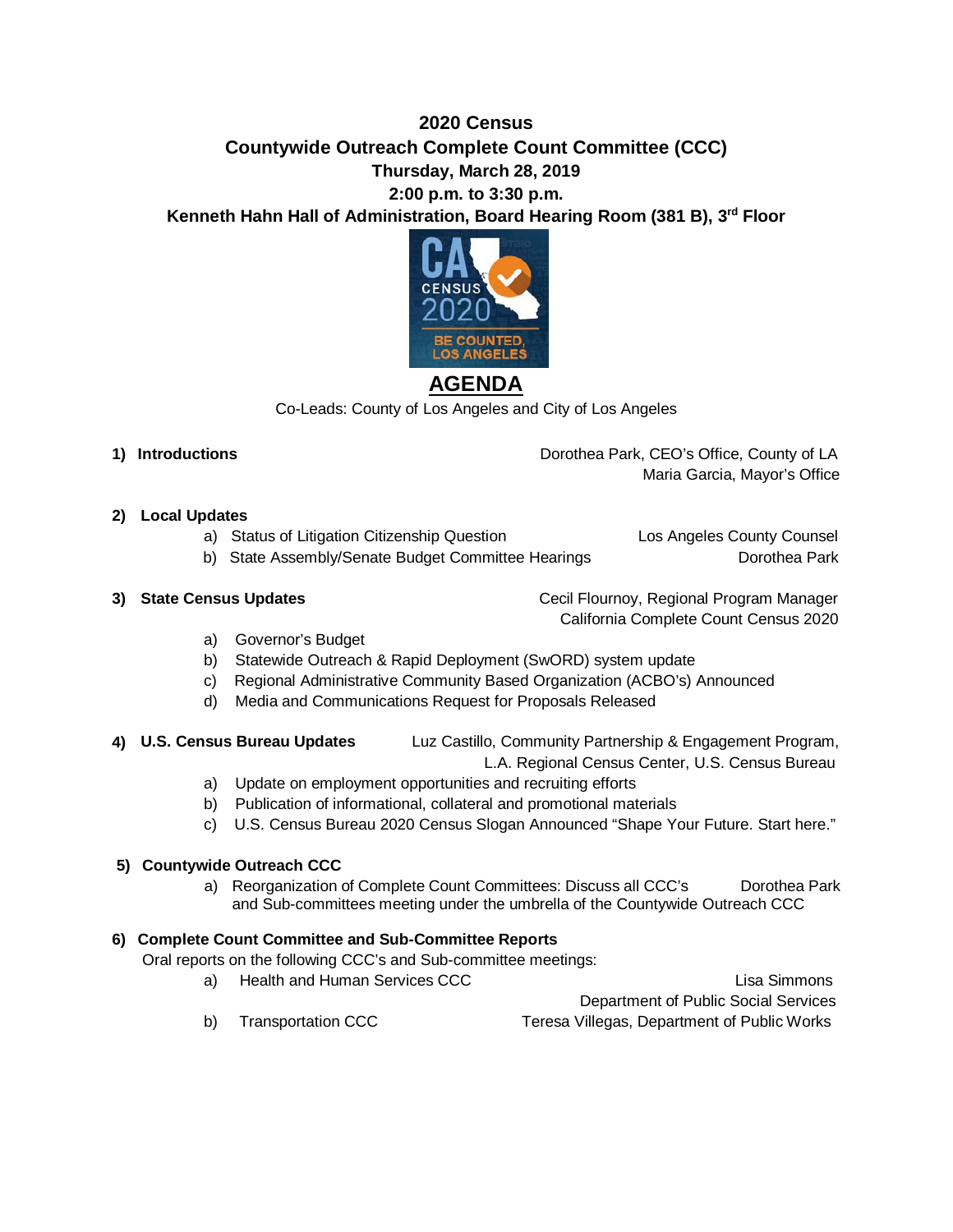**2020 Census**

**Countywide Outreach Complete Count Committee (CCC)**

**Thursday, March 28, 2019**

**2:00 p.m. to 3:30 p.m.**

**Kenneth Hahn Hall of Administration, Board Hearing Room (381 B), 3rd Floor**

# AGENDA

Co-Leads: County of Los Angeles and City of Los Angeles

**1) Introductions** — Dorothea Park, CEO's Office, County of LA; Maria Garcia, Mayor's Office

**2) Local Updates**

- a) Status of Litigation Citizenship Question — Los Angeles County Counsel
- b) State Assembly/Senate Budget Committee Hearings — Dorothea Park

**3) State Census Updates** — Cecil Flournoy, Regional Program Manager, California Complete Count Census 2020

- a) Governor's Budget
- b) Statewide Outreach & Rapid Deployment (SwORD) system update
- c) Regional Administrative Community Based Organization (ACBO's) Announced
- d) Media and Communications Request for Proposals Released

**4) U.S. Census Bureau Updates** — Luz Castillo, Community Partnership & Engagement Program, L.A. Regional Census Center, U.S. Census Bureau

- a) Update on employment opportunities and recruiting efforts
- b) Publication of informational, collateral and promotional materials
- c) U.S. Census Bureau 2020 Census Slogan Announced "Shape Your Future. Start here."

**5) Countywide Outreach CCC**

- a) Reorganization of Complete Count Committees: Discuss all CCC's and Sub-committees meeting under the umbrella of the Countywide Outreach CCC — Dorothea Park

**6) Complete Count Committee and Sub-Committee Reports**

Oral reports on the following CCC's and Sub-committee meetings:

- a) Health and Human Services CCC — Lisa Simmons, Department of Public Social Services
- b) Transportation CCC — Teresa Villegas, Department of Public Works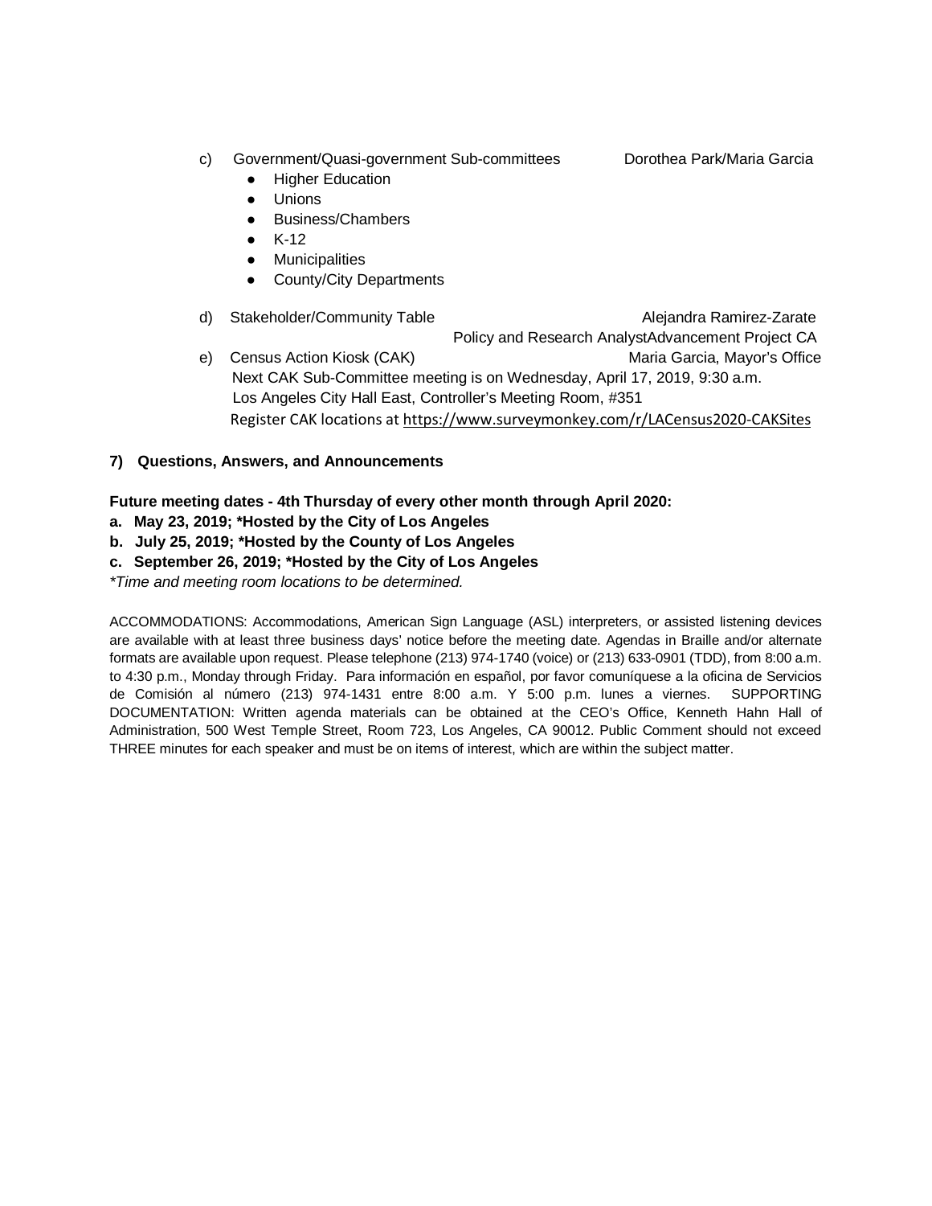c) Government/Quasi-government Sub-committees Dorothea Park/Maria Garcia

- Higher Education
- Unions
- Business/Chambers
- K-12
- Municipalities
- County/City Departments

d) Stakeholder/Community Table Alejandra Ramirez-Zarate
Policy and Research AnalystAdvancement Project CA

e) Census Action Kiosk (CAK) Maria Garcia, Mayor's Office
Next CAK Sub-Committee meeting is on Wednesday, April 17, 2019, 9:30 a.m.
Los Angeles City Hall East, Controller's Meeting Room, #351
Register CAK locations at https://www.surveymonkey.com/r/LACensus2020-CAKSites

**7) Questions, Answers, and Announcements**

**Future meeting dates - 4th Thursday of every other month through April 2020:**

**a. May 23, 2019; *Hosted by the City of Los Angeles**

**b. July 25, 2019; *Hosted by the County of Los Angeles**

**c. September 26, 2019; *Hosted by the City of Los Angeles**

*\*Time and meeting room locations to be determined.*

ACCOMMODATIONS: Accommodations, American Sign Language (ASL) interpreters, or assisted listening devices are available with at least three business days' notice before the meeting date. Agendas in Braille and/or alternate formats are available upon request. Please telephone (213) 974-1740 (voice) or (213) 633-0901 (TDD), from 8:00 a.m. to 4:30 p.m., Monday through Friday. Para información en español, por favor comuníquese a la oficina de Servicios de Comisión al número (213) 974-1431 entre 8:00 a.m. Y 5:00 p.m. lunes a viernes. SUPPORTING DOCUMENTATION: Written agenda materials can be obtained at the CEO's Office, Kenneth Hahn Hall of Administration, 500 West Temple Street, Room 723, Los Angeles, CA 90012. Public Comment should not exceed THREE minutes for each speaker and must be on items of interest, which are within the subject matter.